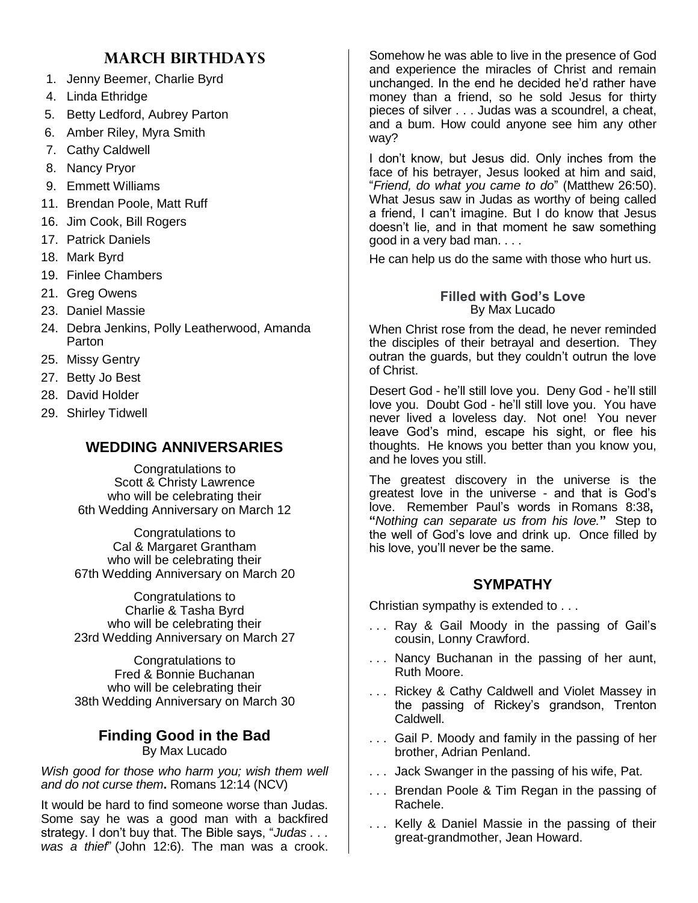## MARCH BIRTHDAYS

1. Jenny Beemer, Charlie Byrd
4. Linda Ethridge
5. Betty Ledford, Aubrey Parton
6. Amber Riley, Myra Smith
7. Cathy Caldwell
8. Nancy Pryor
9. Emmett Williams
11. Brendan Poole, Matt Ruff
16. Jim Cook, Bill Rogers
17. Patrick Daniels
18. Mark Byrd
19. Finlee Chambers
21. Greg Owens
23. Daniel Massie
24. Debra Jenkins, Polly Leatherwood, Amanda Parton
25. Missy Gentry
27. Betty Jo Best
28. David Holder
29. Shirley Tidwell

## WEDDING ANNIVERSARIES

Congratulations to
Scott & Christy Lawrence
who will be celebrating their
6th Wedding Anniversary on March 12

Congratulations to
Cal & Margaret Grantham
who will be celebrating their
67th Wedding Anniversary on March 20

Congratulations to
Charlie & Tasha Byrd
who will be celebrating their
23rd Wedding Anniversary on March 27

Congratulations to
Fred & Bonnie Buchanan
who will be celebrating their
38th Wedding Anniversary on March 30

### Finding Good in the Bad
By Max Lucado

*Wish good for those who harm you; wish them well and do not curse them***.** Romans 12:14 (NCV)

It would be hard to find someone worse than Judas. Some say he was a good man with a backfired strategy. I don't buy that. The Bible says, "*Judas . . . was a thief*" (John 12:6). The man was a crook. Somehow he was able to live in the presence of God and experience the miracles of Christ and remain unchanged. In the end he decided he'd rather have money than a friend, so he sold Jesus for thirty pieces of silver . . . Judas was a scoundrel, a cheat, and a bum. How could anyone see him any other way?

I don't know, but Jesus did. Only inches from the face of his betrayer, Jesus looked at him and said, "*Friend, do what you came to do*" (Matthew 26:50). What Jesus saw in Judas as worthy of being called a friend, I can't imagine. But I do know that Jesus doesn't lie, and in that moment he saw something good in a very bad man. . . .

He can help us do the same with those who hurt us.

### Filled with God's Love
By Max Lucado

When Christ rose from the dead, he never reminded the disciples of their betrayal and desertion. They outran the guards, but they couldn't outrun the love of Christ.

Desert God - he'll still love you. Deny God - he'll still love you. Doubt God - he'll still love you. You have never lived a loveless day. Not one! You never leave God's mind, escape his sight, or flee his thoughts. He knows you better than you know you, and he loves you still.

The greatest discovery in the universe is the greatest love in the universe - and that is God's love. Remember Paul's words in Romans 8:38**, "***Nothing can separate us from his love.***"** Step to the well of God's love and drink up. Once filled by his love, you'll never be the same.

## SYMPATHY

Christian sympathy is extended to . . .

. . . Ray & Gail Moody in the passing of Gail's cousin, Lonny Crawford.

. . . Nancy Buchanan in the passing of her aunt, Ruth Moore.

. . . Rickey & Cathy Caldwell and Violet Massey in the passing of Rickey's grandson, Trenton Caldwell.

. . . Gail P. Moody and family in the passing of her brother, Adrian Penland.

. . . Jack Swanger in the passing of his wife, Pat.

. . . Brendan Poole & Tim Regan in the passing of Rachele.

. . . Kelly & Daniel Massie in the passing of their great-grandmother, Jean Howard.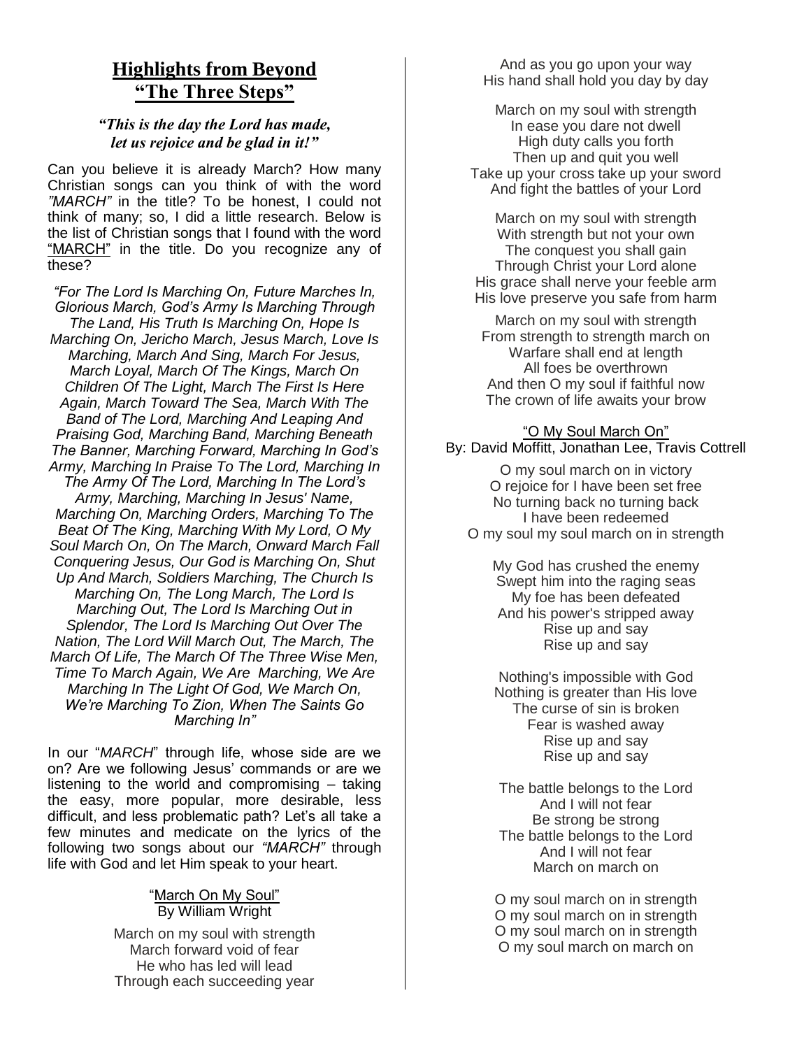## Highlights from Beyond "The Three Steps"

***"This is the day the Lord has made, let us rejoice and be glad in it!"***

Can you believe it is already March? How many Christian songs can you think of with the word *"MARCH"* in the title? To be honest, I could not think of many; so, I did a little research. Below is the list of Christian songs that I found with the word "MARCH" in the title. Do you recognize any of these?

*"For The Lord Is Marching On, Future Marches In, Glorious March, God's Army Is Marching Through The Land, His Truth Is Marching On, Hope Is Marching On, Jericho March, Jesus March, Love Is Marching, March And Sing, March For Jesus, March Loyal, March Of The Kings, March On Children Of The Light, March The First Is Here Again, March Toward The Sea, March With The Band of The Lord, Marching And Leaping And Praising God, Marching Band, Marching Beneath The Banner, Marching Forward, Marching In God's Army, Marching In Praise To The Lord, Marching In The Army Of The Lord, Marching In The Lord's Army, Marching, Marching In Jesus' Name, Marching On, Marching Orders, Marching To The Beat Of The King, Marching With My Lord, O My Soul March On, On The March, Onward March Fall Conquering Jesus, Our God is Marching On, Shut Up And March, Soldiers Marching, The Church Is Marching On, The Long March, The Lord Is Marching Out, The Lord Is Marching Out in Splendor, The Lord Is Marching Out Over The Nation, The Lord Will March Out, The March, The March Of Life, The March Of The Three Wise Men, Time To March Again, We Are Marching, We Are Marching In The Light Of God, We March On, We're Marching To Zion, When The Saints Go Marching In"*

In our "*MARCH*" through life, whose side are we on? Are we following Jesus' commands or are we listening to the world and compromising – taking the easy, more popular, more desirable, less difficult, and less problematic path? Let's all take a few minutes and medicate on the lyrics of the following two songs about our *"MARCH"* through life with God and let Him speak to your heart.

"March On My Soul"
By William Wright

March on my soul with strength
March forward void of fear
He who has led will lead
Through each succeeding year
And as you go upon your way
His hand shall hold you day by day

March on my soul with strength
In ease you dare not dwell
High duty calls you forth
Then up and quit you well
Take up your cross take up your sword
And fight the battles of your Lord

March on my soul with strength
With strength but not your own
The conquest you shall gain
Through Christ your Lord alone
His grace shall nerve your feeble arm
His love preserve you safe from harm

March on my soul with strength
From strength to strength march on
Warfare shall end at length
All foes be overthrown
And then O my soul if faithful now
The crown of life awaits your brow

"O My Soul March On"
By: David Moffitt, Jonathan Lee, Travis Cottrell

O my soul march on in victory
O rejoice for I have been set free
No turning back no turning back
I have been redeemed
O my soul my soul march on in strength

My God has crushed the enemy
Swept him into the raging seas
My foe has been defeated
And his power's stripped away
Rise up and say
Rise up and say

Nothing's impossible with God
Nothing is greater than His love
The curse of sin is broken
Fear is washed away
Rise up and say
Rise up and say

The battle belongs to the Lord
And I will not fear
Be strong be strong
The battle belongs to the Lord
And I will not fear
March on march on

O my soul march on in strength
O my soul march on in strength
O my soul march on in strength
O my soul march on march on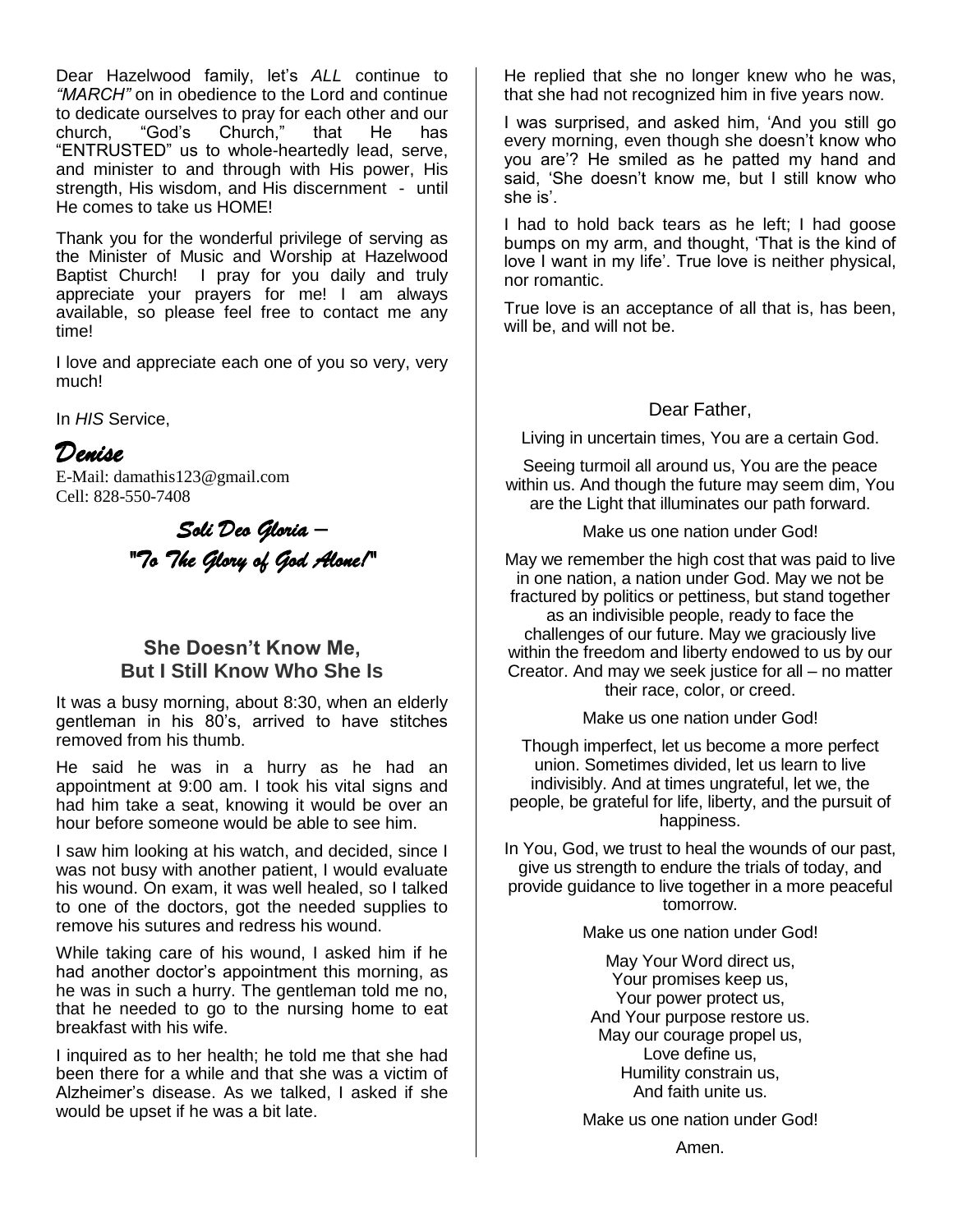Dear Hazelwood family, let's *ALL* continue to *"MARCH"* on in obedience to the Lord and continue to dedicate ourselves to pray for each other and our church, "God's Church," that He has "ENTRUSTED" us to whole-heartedly lead, serve, and minister to and through with His power, His strength, His wisdom, and His discernment - until He comes to take us HOME!

Thank you for the wonderful privilege of serving as the Minister of Music and Worship at Hazelwood Baptist Church! I pray for you daily and truly appreciate your prayers for me! I am always available, so please feel free to contact me any time!

I love and appreciate each one of you so very, very much!

In *HIS* Service,

*Denise*

E-Mail: damathis123@gmail.com
Cell: 828-550-7408

*Soli Deo Gloria –*
*"To The Glory of God Alone!"*

### She Doesn't Know Me, But I Still Know Who She Is

It was a busy morning, about 8:30, when an elderly gentleman in his 80's, arrived to have stitches removed from his thumb.

He said he was in a hurry as he had an appointment at 9:00 am. I took his vital signs and had him take a seat, knowing it would be over an hour before someone would be able to see him.

I saw him looking at his watch, and decided, since I was not busy with another patient, I would evaluate his wound. On exam, it was well healed, so I talked to one of the doctors, got the needed supplies to remove his sutures and redress his wound.

While taking care of his wound, I asked him if he had another doctor's appointment this morning, as he was in such a hurry. The gentleman told me no, that he needed to go to the nursing home to eat breakfast with his wife.

I inquired as to her health; he told me that she had been there for a while and that she was a victim of Alzheimer's disease. As we talked, I asked if she would be upset if he was a bit late.

He replied that she no longer knew who he was, that she had not recognized him in five years now.

I was surprised, and asked him, 'And you still go every morning, even though she doesn't know who you are'? He smiled as he patted my hand and said, 'She doesn't know me, but I still know who she is'.

I had to hold back tears as he left; I had goose bumps on my arm, and thought, 'That is the kind of love I want in my life'. True love is neither physical, nor romantic.

True love is an acceptance of all that is, has been, will be, and will not be.

Dear Father,

Living in uncertain times, You are a certain God.

Seeing turmoil all around us, You are the peace within us. And though the future may seem dim, You are the Light that illuminates our path forward.

Make us one nation under God!

May we remember the high cost that was paid to live in one nation, a nation under God. May we not be fractured by politics or pettiness, but stand together as an indivisible people, ready to face the challenges of our future. May we graciously live within the freedom and liberty endowed to us by our Creator. And may we seek justice for all – no matter their race, color, or creed.

Make us one nation under God!

Though imperfect, let us become a more perfect union. Sometimes divided, let us learn to live indivisibly. And at times ungrateful, let we, the people, be grateful for life, liberty, and the pursuit of happiness.

In You, God, we trust to heal the wounds of our past, give us strength to endure the trials of today, and provide guidance to live together in a more peaceful tomorrow.

Make us one nation under God!

May Your Word direct us,
Your promises keep us,
Your power protect us,
And Your purpose restore us.
May our courage propel us,
Love define us,
Humility constrain us,
And faith unite us.

Make us one nation under God!

Amen.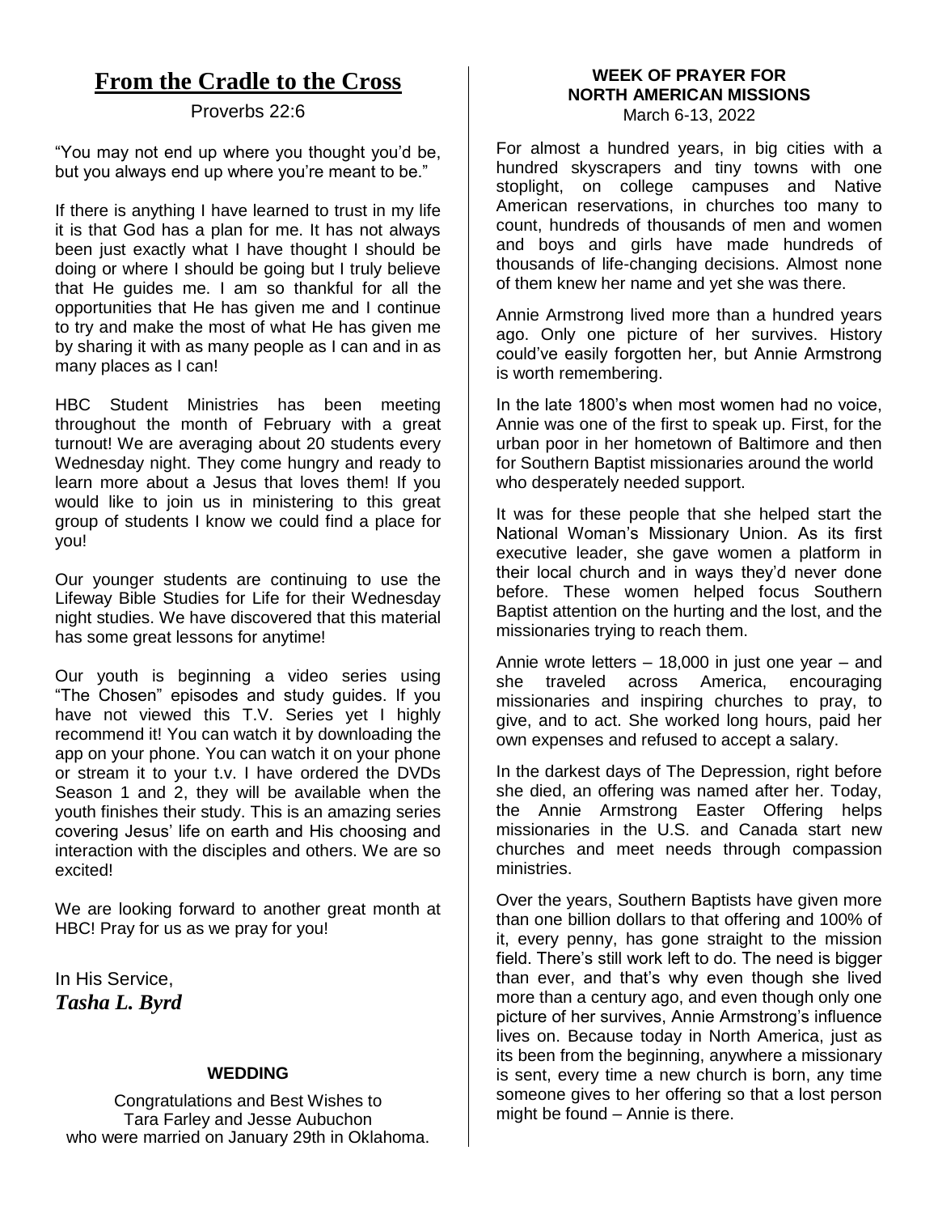# From the Cradle to the Cross

Proverbs 22:6

"You may not end up where you thought you'd be, but you always end up where you're meant to be."

If there is anything I have learned to trust in my life it is that God has a plan for me. It has not always been just exactly what I have thought I should be doing or where I should be going but I truly believe that He guides me. I am so thankful for all the opportunities that He has given me and I continue to try and make the most of what He has given me by sharing it with as many people as I can and in as many places as I can!

HBC Student Ministries has been meeting throughout the month of February with a great turnout! We are averaging about 20 students every Wednesday night. They come hungry and ready to learn more about a Jesus that loves them! If you would like to join us in ministering to this great group of students I know we could find a place for you!

Our younger students are continuing to use the Lifeway Bible Studies for Life for their Wednesday night studies. We have discovered that this material has some great lessons for anytime!

Our youth is beginning a video series using "The Chosen" episodes and study guides. If you have not viewed this T.V. Series yet I highly recommend it! You can watch it by downloading the app on your phone. You can watch it on your phone or stream it to your t.v. I have ordered the DVDs Season 1 and 2, they will be available when the youth finishes their study. This is an amazing series covering Jesus' life on earth and His choosing and interaction with the disciples and others. We are so excited!

We are looking forward to another great month at HBC! Pray for us as we pray for you!

In His Service,
***Tasha L. Byrd***

### WEDDING

Congratulations and Best Wishes to
Tara Farley and Jesse Aubuchon
who were married on January 29th in Oklahoma.

### WEEK OF PRAYER FOR NORTH AMERICAN MISSIONS

March 6-13, 2022

For almost a hundred years, in big cities with a hundred skyscrapers and tiny towns with one stoplight, on college campuses and Native American reservations, in churches too many to count, hundreds of thousands of men and women and boys and girls have made hundreds of thousands of life-changing decisions. Almost none of them knew her name and yet she was there.

Annie Armstrong lived more than a hundred years ago. Only one picture of her survives. History could've easily forgotten her, but Annie Armstrong is worth remembering.

In the late 1800's when most women had no voice, Annie was one of the first to speak up. First, for the urban poor in her hometown of Baltimore and then for Southern Baptist missionaries around the world who desperately needed support.

It was for these people that she helped start the National Woman's Missionary Union. As its first executive leader, she gave women a platform in their local church and in ways they'd never done before. These women helped focus Southern Baptist attention on the hurting and the lost, and the missionaries trying to reach them.

Annie wrote letters – 18,000 in just one year – and she traveled across America, encouraging missionaries and inspiring churches to pray, to give, and to act. She worked long hours, paid her own expenses and refused to accept a salary.

In the darkest days of The Depression, right before she died, an offering was named after her. Today, the Annie Armstrong Easter Offering helps missionaries in the U.S. and Canada start new churches and meet needs through compassion ministries.

Over the years, Southern Baptists have given more than one billion dollars to that offering and 100% of it, every penny, has gone straight to the mission field. There's still work left to do. The need is bigger than ever, and that's why even though she lived more than a century ago, and even though only one picture of her survives, Annie Armstrong's influence lives on. Because today in North America, just as its been from the beginning, anywhere a missionary is sent, every time a new church is born, any time someone gives to her offering so that a lost person might be found – Annie is there.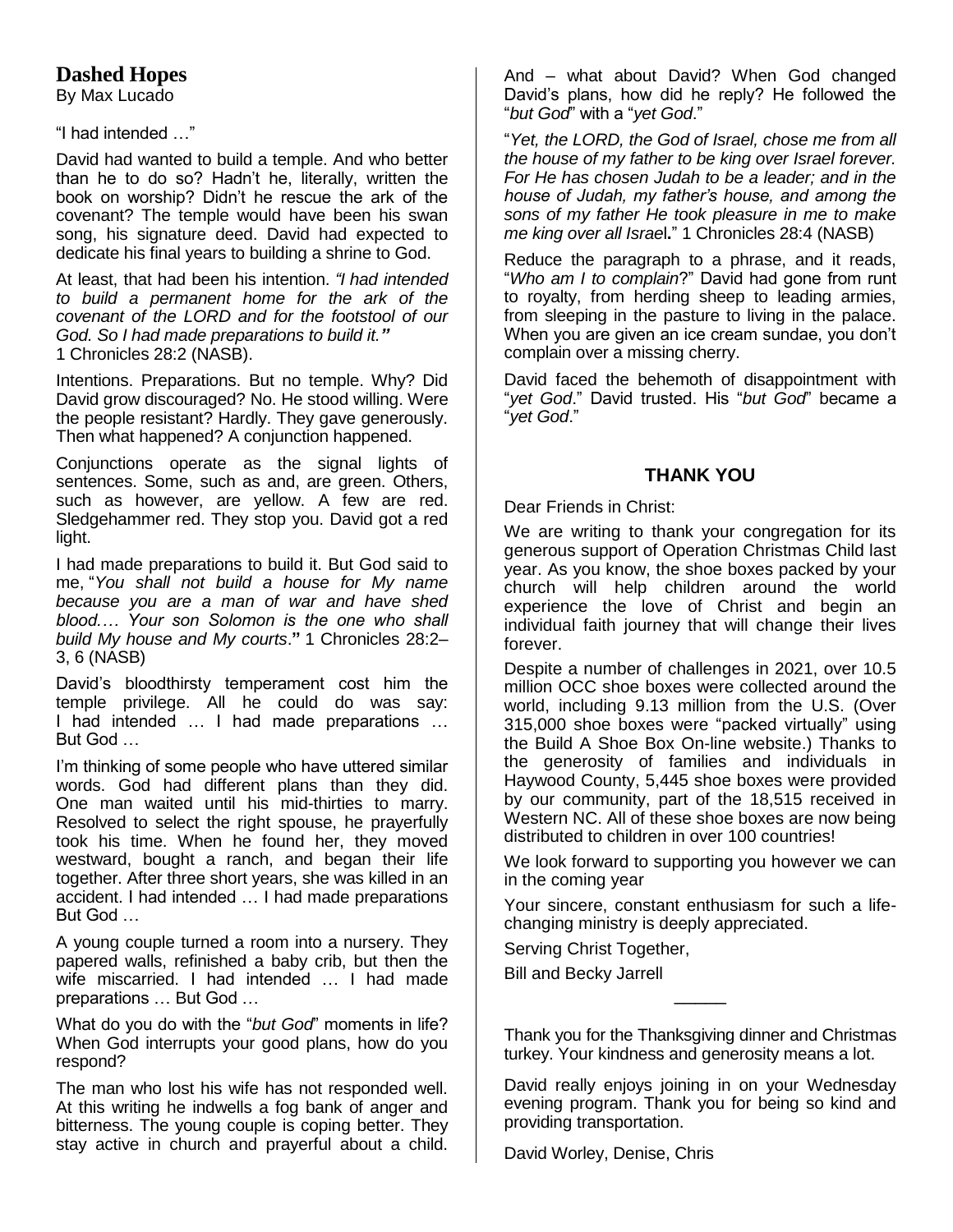## Dashed Hopes

By Max Lucado

"I had intended …"

David had wanted to build a temple. And who better than he to do so? Hadn't he, literally, written the book on worship? Didn't he rescue the ark of the covenant? The temple would have been his swan song, his signature deed. David had expected to dedicate his final years to building a shrine to God.

At least, that had been his intention. *"I had intended to build a permanent home for the ark of the covenant of the LORD and for the footstool of our God. So I had made preparations to build it."* 1 Chronicles 28:2 (NASB).

Intentions. Preparations. But no temple. Why? Did David grow discouraged? No. He stood willing. Were the people resistant? Hardly. They gave generously. Then what happened? A conjunction happened.

Conjunctions operate as the signal lights of sentences. Some, such as and, are green. Others, such as however, are yellow. A few are red. Sledgehammer red. They stop you. David got a red light.

I had made preparations to build it. But God said to me, "*You shall not build a house for My name because you are a man of war and have shed blood.… Your son Solomon is the one who shall build My house and My courts*." 1 Chronicles 28:2–3, 6 (NASB)

David's bloodthirsty temperament cost him the temple privilege. All he could do was say: I had intended … I had made preparations … But God …

I'm thinking of some people who have uttered similar words. God had different plans than they did. One man waited until his mid-thirties to marry. Resolved to select the right spouse, he prayerfully took his time. When he found her, they moved westward, bought a ranch, and began their life together. After three short years, she was killed in an accident. I had intended … I had made preparations But God …

A young couple turned a room into a nursery. They papered walls, refinished a baby crib, but then the wife miscarried. I had intended … I had made preparations … But God …

What do you do with the "*but God*" moments in life? When God interrupts your good plans, how do you respond?

The man who lost his wife has not responded well. At this writing he indwells a fog bank of anger and bitterness. The young couple is coping better. They stay active in church and prayerful about a child. And – what about David? When God changed David's plans, how did he reply? He followed the "*but God*" with a "*yet God*."

"*Yet, the LORD, the God of Israel, chose me from all the house of my father to be king over Israel forever. For He has chosen Judah to be a leader; and in the house of Judah, my father's house, and among the sons of my father He took pleasure in me to make me king over all Israel*." 1 Chronicles 28:4 (NASB)

Reduce the paragraph to a phrase, and it reads, "*Who am I to complain*?" David had gone from runt to royalty, from herding sheep to leading armies, from sleeping in the pasture to living in the palace. When you are given an ice cream sundae, you don't complain over a missing cherry.

David faced the behemoth of disappointment with "*yet God*." David trusted. His "*but God*" became a "*yet God*."

### THANK YOU

Dear Friends in Christ:

We are writing to thank your congregation for its generous support of Operation Christmas Child last year. As you know, the shoe boxes packed by your church will help children around the world experience the love of Christ and begin an individual faith journey that will change their lives forever.

Despite a number of challenges in 2021, over 10.5 million OCC shoe boxes were collected around the world, including 9.13 million from the U.S. (Over 315,000 shoe boxes were "packed virtually" using the Build A Shoe Box On-line website.) Thanks to the generosity of families and individuals in Haywood County, 5,445 shoe boxes were provided by our community, part of the 18,515 received in Western NC. All of these shoe boxes are now being distributed to children in over 100 countries!

We look forward to supporting you however we can in the coming year

Your sincere, constant enthusiasm for such a life-changing ministry is deeply appreciated.

Serving Christ Together,

Bill and Becky Jarrell

______

Thank you for the Thanksgiving dinner and Christmas turkey. Your kindness and generosity means a lot.

David really enjoys joining in on your Wednesday evening program. Thank you for being so kind and providing transportation.

David Worley, Denise, Chris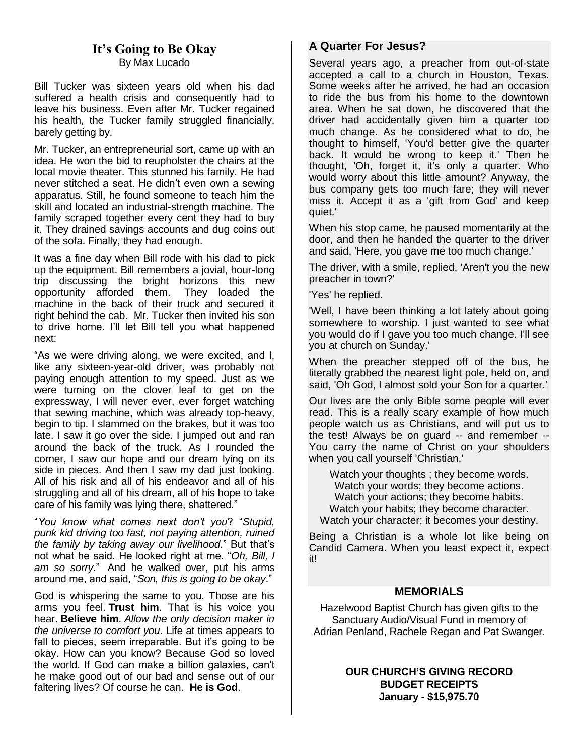## It's Going to Be Okay

By Max Lucado

Bill Tucker was sixteen years old when his dad suffered a health crisis and consequently had to leave his business. Even after Mr. Tucker regained his health, the Tucker family struggled financially, barely getting by.

Mr. Tucker, an entrepreneurial sort, came up with an idea. He won the bid to reupholster the chairs at the local movie theater. This stunned his family. He had never stitched a seat. He didn't even own a sewing apparatus. Still, he found someone to teach him the skill and located an industrial-strength machine. The family scraped together every cent they had to buy it. They drained savings accounts and dug coins out of the sofa. Finally, they had enough.

It was a fine day when Bill rode with his dad to pick up the equipment. Bill remembers a jovial, hour-long trip discussing the bright horizons this new opportunity afforded them. They loaded the machine in the back of their truck and secured it right behind the cab. Mr. Tucker then invited his son to drive home. I'll let Bill tell you what happened next:

"As we were driving along, we were excited, and I, like any sixteen-year-old driver, was probably not paying enough attention to my speed. Just as we were turning on the clover leaf to get on the expressway, I will never ever, ever forget watching that sewing machine, which was already top-heavy, begin to tip. I slammed on the brakes, but it was too late. I saw it go over the side. I jumped out and ran around the back of the truck. As I rounded the corner, I saw our hope and our dream lying on its side in pieces. And then I saw my dad just looking. All of his risk and all of his endeavor and all of his struggling and all of his dream, all of his hope to take care of his family was lying there, shattered."

"*You know what comes next don't you*? "*Stupid, punk kid driving too fast, not paying attention, ruined the family by taking away our livelihood.*" But that's not what he said. He looked right at me. "*Oh, Bill, I am so sorry*." And he walked over, put his arms around me, and said, "*Son, this is going to be okay*."

God is whispering the same to you. Those are his arms you feel. **Trust him**. That is his voice you hear. **Believe him**. *Allow the only decision maker in the universe to comfort you*. Life at times appears to fall to pieces, seem irreparable. But it's going to be okay. How can you know? Because God so loved the world. If God can make a billion galaxies, can't he make good out of our bad and sense out of our faltering lives? Of course he can. **He is God**.

## A Quarter For Jesus?

Several years ago, a preacher from out-of-state accepted a call to a church in Houston, Texas. Some weeks after he arrived, he had an occasion to ride the bus from his home to the downtown area. When he sat down, he discovered that the driver had accidentally given him a quarter too much change. As he considered what to do, he thought to himself, 'You'd better give the quarter back. It would be wrong to keep it.' Then he thought, 'Oh, forget it, it's only a quarter. Who would worry about this little amount? Anyway, the bus company gets too much fare; they will never miss it. Accept it as a 'gift from God' and keep quiet.'

When his stop came, he paused momentarily at the door, and then he handed the quarter to the driver and said, 'Here, you gave me too much change.'

The driver, with a smile, replied, 'Aren't you the new preacher in town?'

'Yes' he replied.

'Well, I have been thinking a lot lately about going somewhere to worship. I just wanted to see what you would do if I gave you too much change. I'll see you at church on Sunday.'

When the preacher stepped off of the bus, he literally grabbed the nearest light pole, held on, and said, 'Oh God, I almost sold your Son for a quarter.'

Our lives are the only Bible some people will ever read. This is a really scary example of how much people watch us as Christians, and will put us to the test! Always be on guard -- and remember -- You carry the name of Christ on your shoulders when you call yourself 'Christian.'

Watch your thoughts ; they become words.
Watch your words; they become actions.
Watch your actions; they become habits.
Watch your habits; they become character.
Watch your character; it becomes your destiny.

Being a Christian is a whole lot like being on Candid Camera. When you least expect it, expect it!

## MEMORIALS

Hazelwood Baptist Church has given gifts to the Sanctuary Audio/Visual Fund in memory of Adrian Penland, Rachele Regan and Pat Swanger.

**OUR CHURCH'S GIVING RECORD**
**BUDGET RECEIPTS**
**January - $15,975.70**